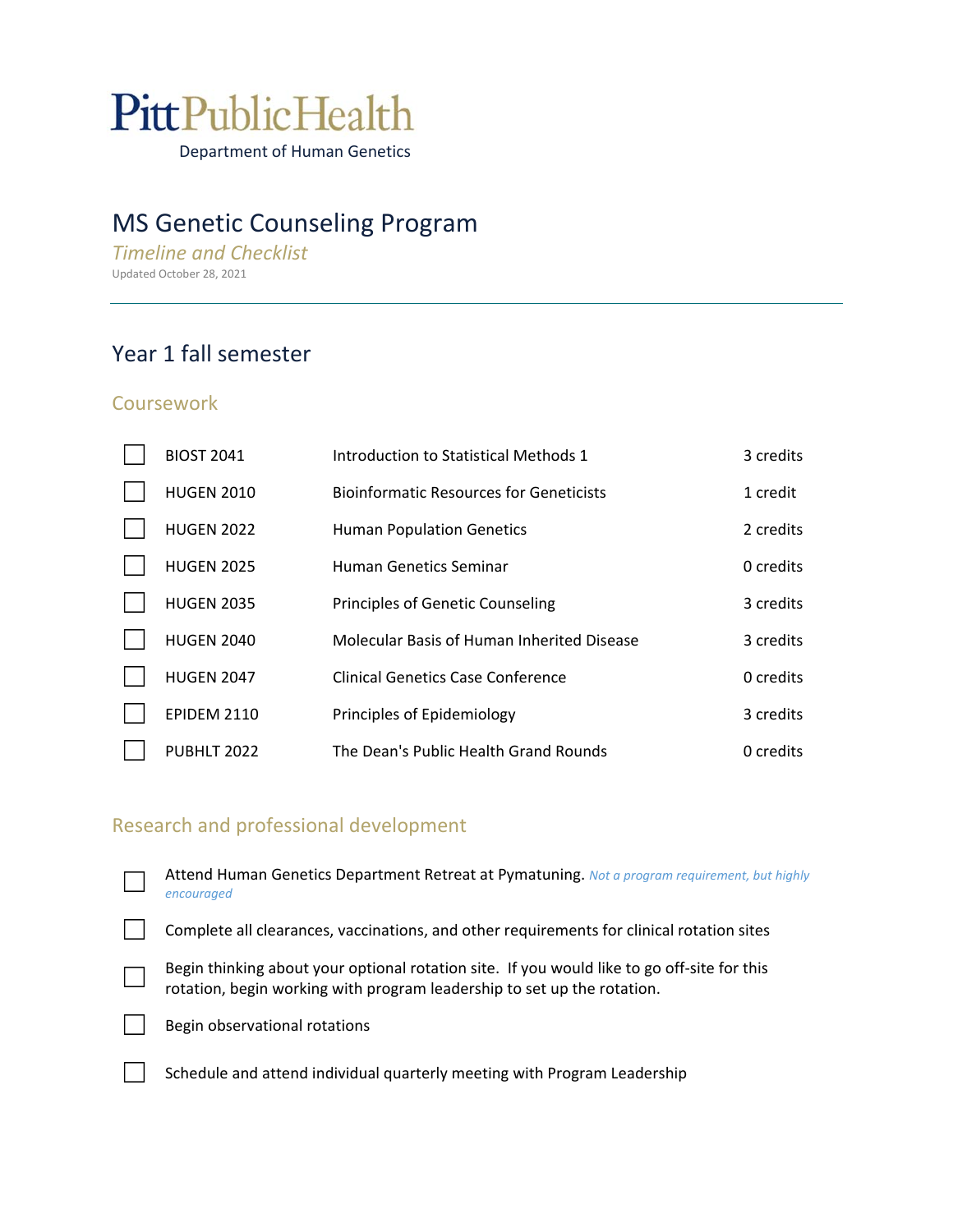PittPublicHealth

Department of Human Genetics

# MS Genetic Counseling Program

*Timeline and Checklist*

Updated October 28, 2021

---

## Year 1 fall semester

### Coursework

| | Course | Title | Credits |
| --- | --- | --- | --- |
| ☐ | BIOST 2041 | Introduction to Statistical Methods 1 | 3 credits |
| ☐ | HUGEN 2010 | Bioinformatic Resources for Geneticists | 1 credit |
| ☐ | HUGEN 2022 | Human Population Genetics | 2 credits |
| ☐ | HUGEN 2025 | Human Genetics Seminar | 0 credits |
| ☐ | HUGEN 2035 | Principles of Genetic Counseling | 3 credits |
| ☐ | HUGEN 2040 | Molecular Basis of Human Inherited Disease | 3 credits |
| ☐ | HUGEN 2047 | Clinical Genetics Case Conference | 0 credits |
| ☐ | EPIDEM 2110 | Principles of Epidemiology | 3 credits |
| ☐ | PUBHLT 2022 | The Dean's Public Health Grand Rounds | 0 credits |

### Research and professional development

- ☐ Attend Human Genetics Department Retreat at Pymatuning. *Not a program requirement, but highly encouraged*
- ☐ Complete all clearances, vaccinations, and other requirements for clinical rotation sites
- ☐ Begin thinking about your optional rotation site. If you would like to go off-site for this rotation, begin working with program leadership to set up the rotation.
- ☐ Begin observational rotations
- ☐ Schedule and attend individual quarterly meeting with Program Leadership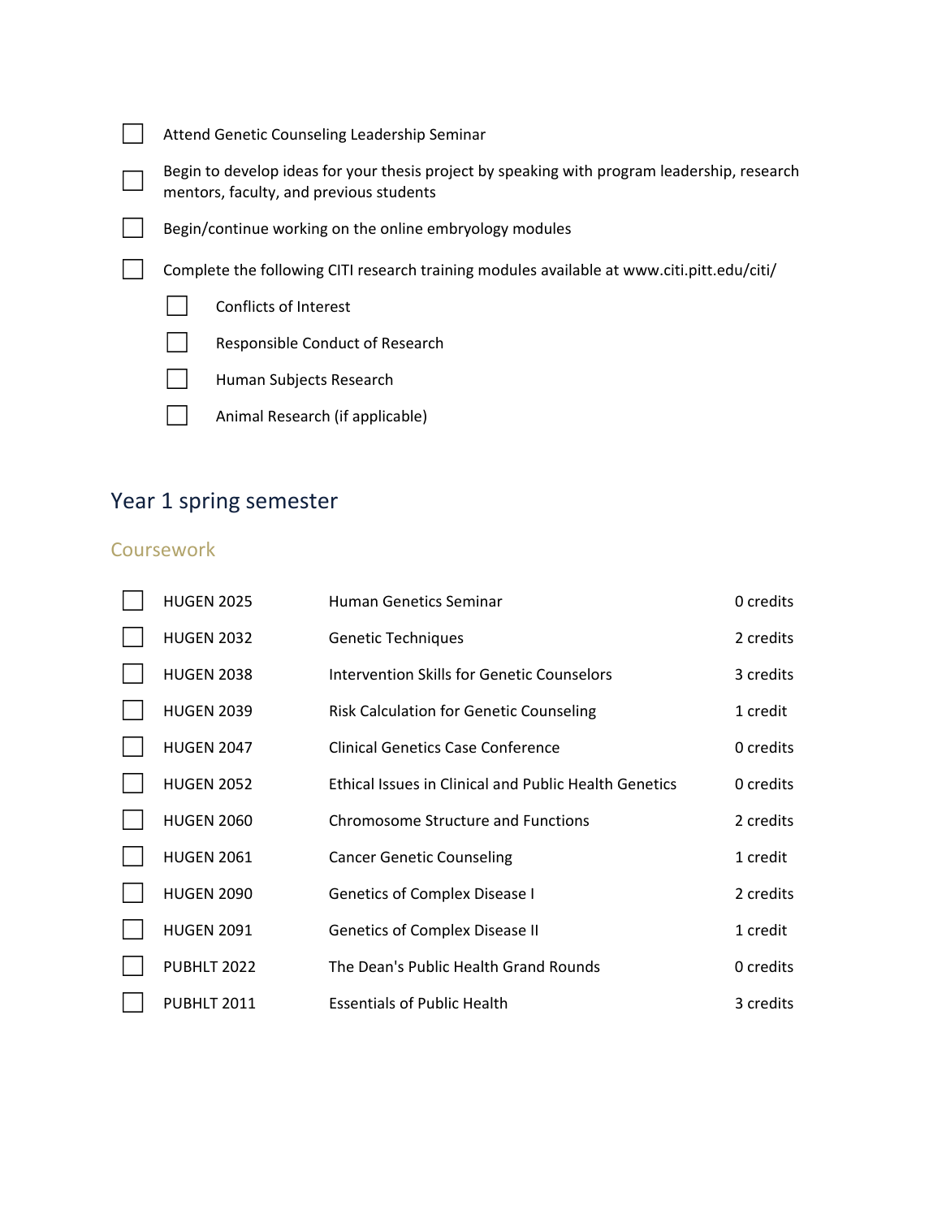- [ ] Attend Genetic Counseling Leadership Seminar
- [ ] Begin to develop ideas for your thesis project by speaking with program leadership, research mentors, faculty, and previous students
- [ ] Begin/continue working on the online embryology modules
- [ ] Complete the following CITI research training modules available at www.citi.pitt.edu/citi/
  - [ ] Conflicts of Interest
  - [ ] Responsible Conduct of Research
  - [ ] Human Subjects Research
  - [ ] Animal Research (if applicable)

## Year 1 spring semester

### Coursework

| | Course | Title | Credits |
|---|---|---|---|
| ☐ | HUGEN 2025 | Human Genetics Seminar | 0 credits |
| ☐ | HUGEN 2032 | Genetic Techniques | 2 credits |
| ☐ | HUGEN 2038 | Intervention Skills for Genetic Counselors | 3 credits |
| ☐ | HUGEN 2039 | Risk Calculation for Genetic Counseling | 1 credit |
| ☐ | HUGEN 2047 | Clinical Genetics Case Conference | 0 credits |
| ☐ | HUGEN 2052 | Ethical Issues in Clinical and Public Health Genetics | 0 credits |
| ☐ | HUGEN 2060 | Chromosome Structure and Functions | 2 credits |
| ☐ | HUGEN 2061 | Cancer Genetic Counseling | 1 credit |
| ☐ | HUGEN 2090 | Genetics of Complex Disease I | 2 credits |
| ☐ | HUGEN 2091 | Genetics of Complex Disease II | 1 credit |
| ☐ | PUBHLT 2022 | The Dean's Public Health Grand Rounds | 0 credits |
| ☐ | PUBHLT 2011 | Essentials of Public Health | 3 credits |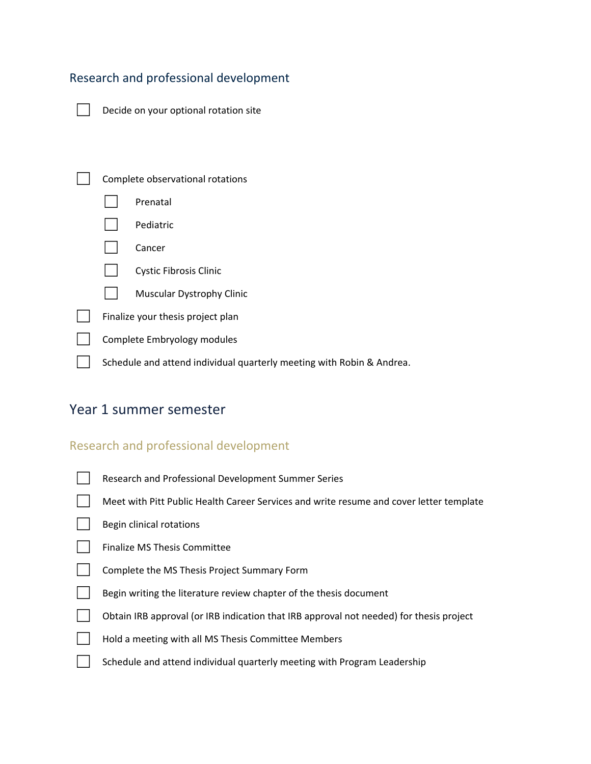### Research and professional development

- [ ] Decide on your optional rotation site

- [ ] Complete observational rotations
  - [ ] Prenatal
  - [ ] Pediatric
  - [ ] Cancer
  - [ ] Cystic Fibrosis Clinic
  - [ ] Muscular Dystrophy Clinic
- [ ] Finalize your thesis project plan
- [ ] Complete Embryology modules
- [ ] Schedule and attend individual quarterly meeting with Robin & Andrea.

## Year 1 summer semester

### Research and professional development

- [ ] Research and Professional Development Summer Series
- [ ] Meet with Pitt Public Health Career Services and write resume and cover letter template
- [ ] Begin clinical rotations
- [ ] Finalize MS Thesis Committee
- [ ] Complete the MS Thesis Project Summary Form
- [ ] Begin writing the literature review chapter of the thesis document
- [ ] Obtain IRB approval (or IRB indication that IRB approval not needed) for thesis project
- [ ] Hold a meeting with all MS Thesis Committee Members
- [ ] Schedule and attend individual quarterly meeting with Program Leadership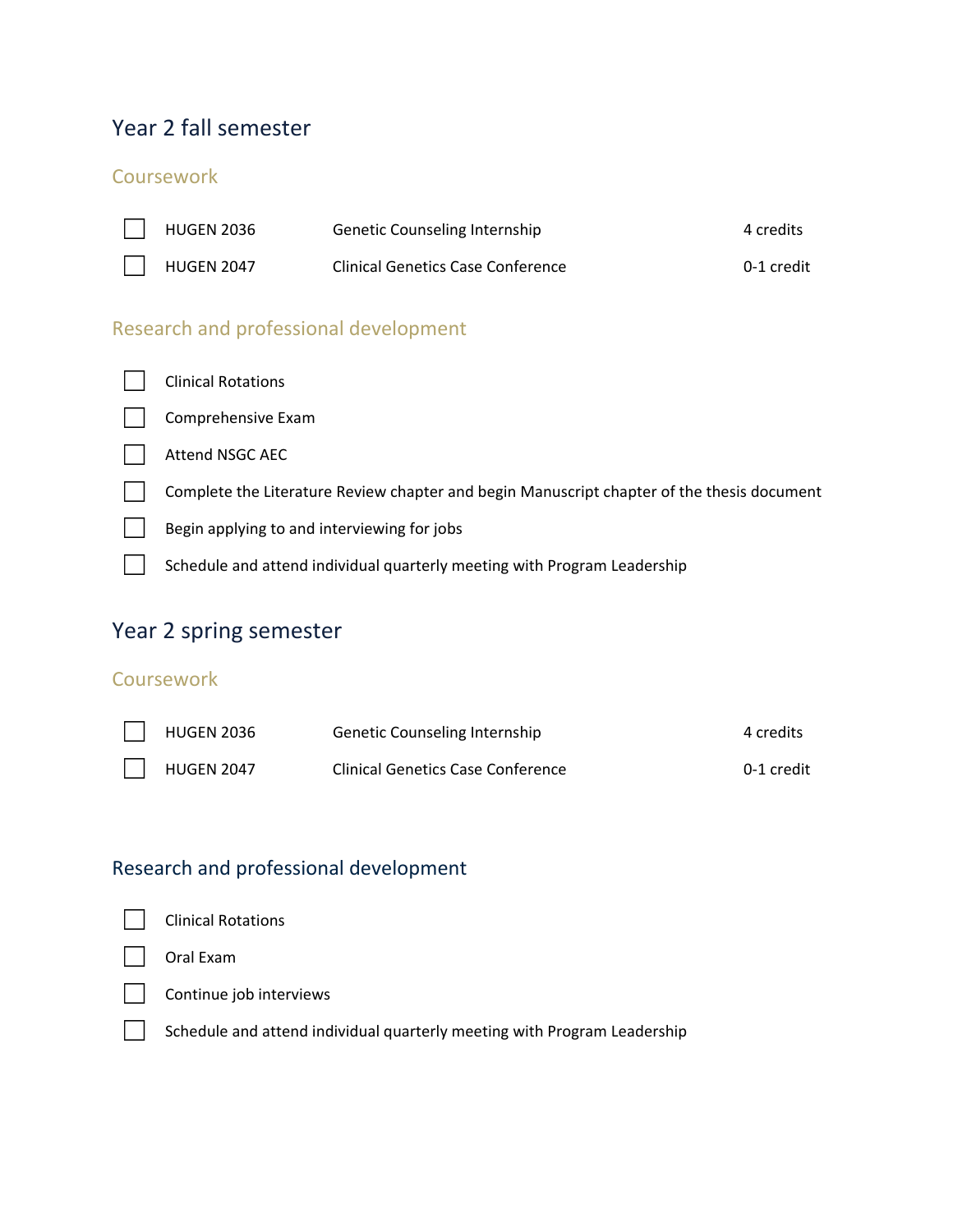## Year 2 fall semester

### Coursework

- [ ] HUGEN 2036 | Genetic Counseling Internship | 4 credits
- [ ] HUGEN 2047 | Clinical Genetics Case Conference | 0-1 credit

### Research and professional development

- [ ] Clinical Rotations
- [ ] Comprehensive Exam
- [ ] Attend NSGC AEC
- [ ] Complete the Literature Review chapter and begin Manuscript chapter of the thesis document
- [ ] Begin applying to and interviewing for jobs
- [ ] Schedule and attend individual quarterly meeting with Program Leadership

## Year 2 spring semester

### Coursework

- [ ] HUGEN 2036 | Genetic Counseling Internship | 4 credits
- [ ] HUGEN 2047 | Clinical Genetics Case Conference | 0-1 credit

### Research and professional development

- [ ] Clinical Rotations
- [ ] Oral Exam
- [ ] Continue job interviews
- [ ] Schedule and attend individual quarterly meeting with Program Leadership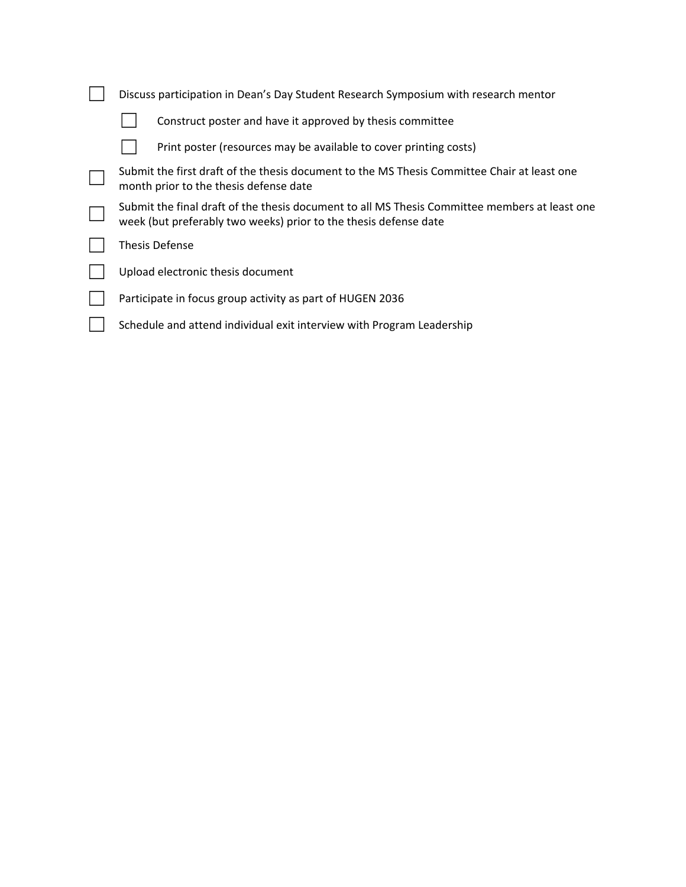- [ ] Discuss participation in Dean's Day Student Research Symposium with research mentor
    - [ ] Construct poster and have it approved by thesis committee
    - [ ] Print poster (resources may be available to cover printing costs)
- [ ] Submit the first draft of the thesis document to the MS Thesis Committee Chair at least one month prior to the thesis defense date
- [ ] Submit the final draft of the thesis document to all MS Thesis Committee members at least one week (but preferably two weeks) prior to the thesis defense date
- [ ] Thesis Defense
- [ ] Upload electronic thesis document
- [ ] Participate in focus group activity as part of HUGEN 2036
- [ ] Schedule and attend individual exit interview with Program Leadership